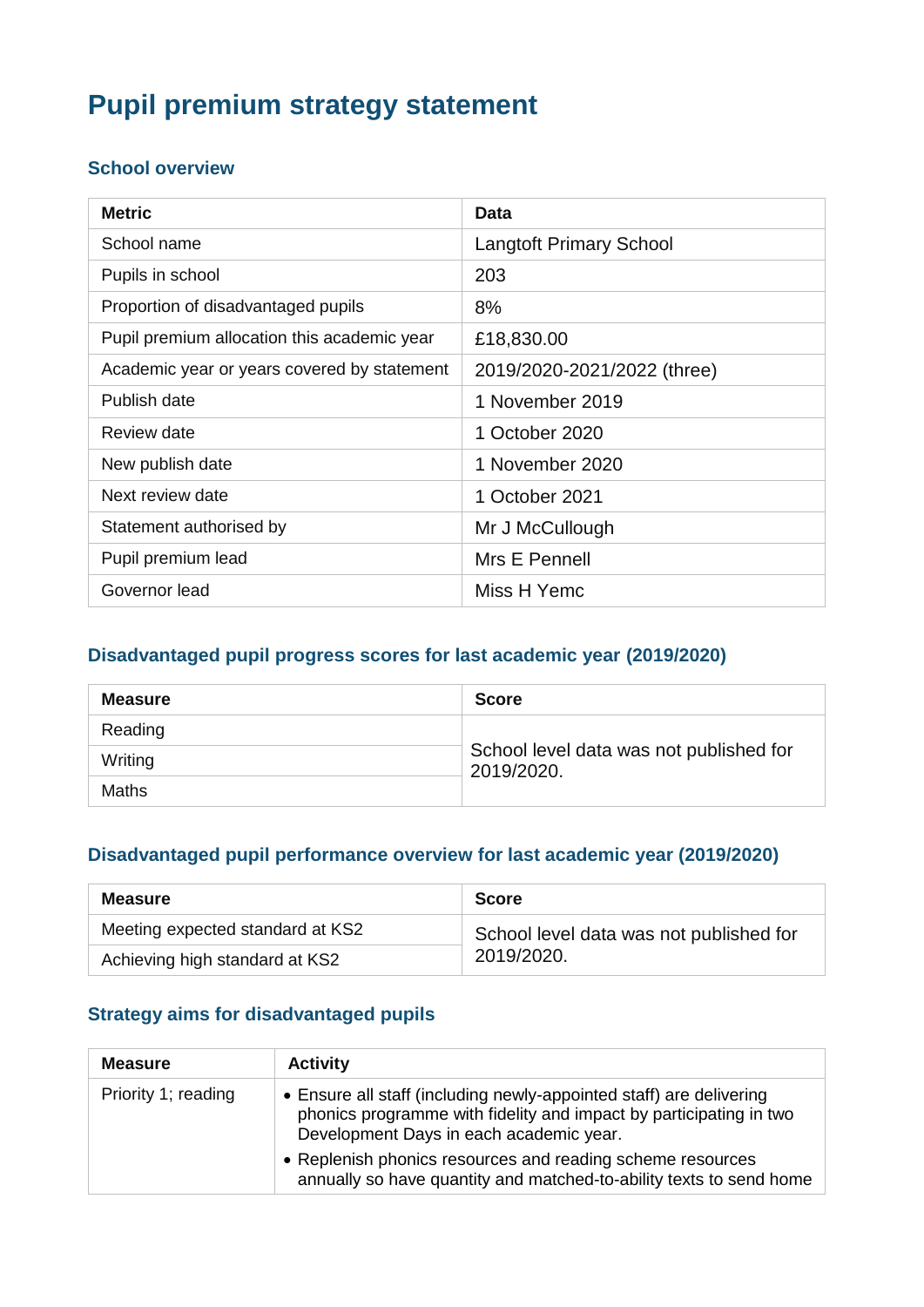# Pupil premium strategy statement

## School overview

| Metric | Data |
| --- | --- |
| School name | Langtoft Primary School |
| Pupils in school | 203 |
| Proportion of disadvantaged pupils | 8% |
| Pupil premium allocation this academic year | £18,830.00 |
| Academic year or years covered by statement | 2019/2020-2021/2022 (three) |
| Publish date | 1 November 2019 |
| Review date | 1 October 2020 |
| New publish date | 1 November 2020 |
| Next review date | 1 October 2021 |
| Statement authorised by | Mr J McCullough |
| Pupil premium lead | Mrs E Pennell |
| Governor lead | Miss H Yemc |

## Disadvantaged pupil progress scores for last academic year (2019/2020)

| Measure | Score |
| --- | --- |
| Reading | School level data was not published for 2019/2020. |
| Writing | |
| Maths | |

## Disadvantaged pupil performance overview for last academic year (2019/2020)

| Measure | Score |
| --- | --- |
| Meeting expected standard at KS2 | School level data was not published for 2019/2020. |
| Achieving high standard at KS2 | |

## Strategy aims for disadvantaged pupils

| Measure | Activity |
| --- | --- |
| Priority 1; reading | • Ensure all staff (including newly-appointed staff) are delivering phonics programme with fidelity and impact by participating in two Development Days in each academic year.<br>• Replenish phonics resources and reading scheme resources annually so have quantity and matched-to-ability texts to send home |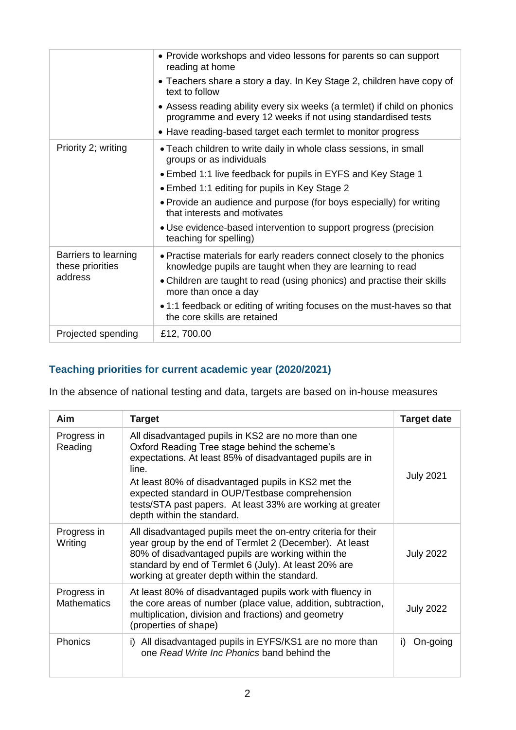| | |
|---|---|
| | • Provide workshops and video lessons for parents so can support reading at home<br>• Teachers share a story a day. In Key Stage 2, children have copy of text to follow<br>• Assess reading ability every six weeks (a termlet) if child on phonics programme and every 12 weeks if not using standardised tests<br>• Have reading-based target each termlet to monitor progress |
| Priority 2; writing | • Teach children to write daily in whole class sessions, in small groups or as individuals<br>• Embed 1:1 live feedback for pupils in EYFS and Key Stage 1<br>• Embed 1:1 editing for pupils in Key Stage 2<br>• Provide an audience and purpose (for boys especially) for writing that interests and motivates<br>• Use evidence-based intervention to support progress (precision teaching for spelling) |
| Barriers to learning these priorities address | • Practise materials for early readers connect closely to the phonics knowledge pupils are taught when they are learning to read<br>• Children are taught to read (using phonics) and practise their skills more than once a day<br>• 1:1 feedback or editing of writing focuses on the must-haves so that the core skills are retained |
| Projected spending | £12, 700.00 |

### Teaching priorities for current academic year (2020/2021)

In the absence of national testing and data, targets are based on in-house measures

| Aim | Target | Target date |
|---|---|---|
| Progress in Reading | All disadvantaged pupils in KS2 are no more than one Oxford Reading Tree stage behind the scheme's expectations. At least 85% of disadvantaged pupils are in line.<br>At least 80% of disadvantaged pupils in KS2 met the expected standard in OUP/Testbase comprehension tests/STA past papers. At least 33% are working at greater depth within the standard. | July 2021 |
| Progress in Writing | All disadvantaged pupils meet the on-entry criteria for their year group by the end of Termlet 2 (December). At least 80% of disadvantaged pupils are working within the standard by end of Termlet 6 (July). At least 20% are working at greater depth within the standard. | July 2022 |
| Progress in Mathematics | At least 80% of disadvantaged pupils work with fluency in the core areas of number (place value, addition, subtraction, multiplication, division and fractions) and geometry (properties of shape) | July 2022 |
| Phonics | i) All disadvantaged pupils in EYFS/KS1 are no more than one *Read Write Inc Phonics* band behind the | i) On-going |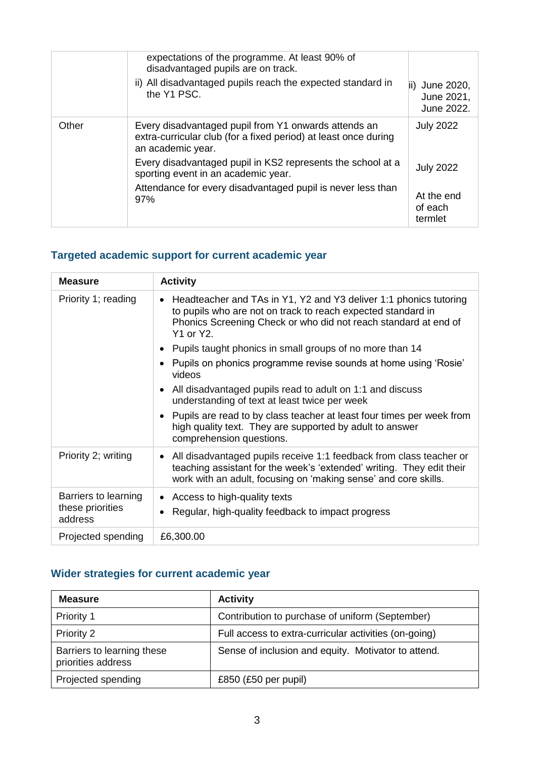| | | |
|---|---|---|
| | expectations of the programme. At least 90% of disadvantaged pupils are on track.<br>ii) All disadvantaged pupils reach the expected standard in the Y1 PSC. | ii) June 2020, June 2021, June 2022. |
| Other | Every disadvantaged pupil from Y1 onwards attends an extra-curricular club (for a fixed period) at least once during an academic year. | July 2022 |
| | Every disadvantaged pupil in KS2 represents the school at a sporting event in an academic year. | July 2022 |
| | Attendance for every disadvantaged pupil is never less than 97% | At the end of each termlet |

## Targeted academic support for current academic year

| Measure | Activity |
|---|---|
| Priority 1; reading | • Headteacher and TAs in Y1, Y2 and Y3 deliver 1:1 phonics tutoring to pupils who are not on track to reach expected standard in Phonics Screening Check or who did not reach standard at end of Y1 or Y2.<br>• Pupils taught phonics in small groups of no more than 14<br>• Pupils on phonics programme revise sounds at home using 'Rosie' videos<br>• All disadvantaged pupils read to adult on 1:1 and discuss understanding of text at least twice per week<br>• Pupils are read to by class teacher at least four times per week from high quality text. They are supported by adult to answer comprehension questions. |
| Priority 2; writing | • All disadvantaged pupils receive 1:1 feedback from class teacher or teaching assistant for the week's 'extended' writing. They edit their work with an adult, focusing on 'making sense' and core skills. |
| Barriers to learning these priorities address | • Access to high-quality texts<br>• Regular, high-quality feedback to impact progress |
| Projected spending | £6,300.00 |

## Wider strategies for current academic year

| Measure | Activity |
|---|---|
| Priority 1 | Contribution to purchase of uniform (September) |
| Priority 2 | Full access to extra-curricular activities (on-going) |
| Barriers to learning these priorities address | Sense of inclusion and equity. Motivator to attend. |
| Projected spending | £850 (£50 per pupil) |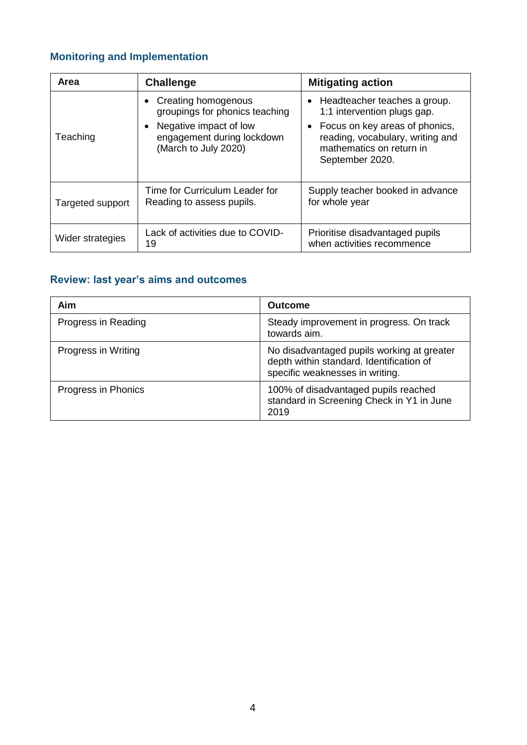## Monitoring and Implementation

| Area | Challenge | Mitigating action |
|---|---|---|
| Teaching | • Creating homogenous groupings for phonics teaching<br>• Negative impact of low engagement during lockdown (March to July 2020) | • Headteacher teaches a group. 1:1 intervention plugs gap.<br>• Focus on key areas of phonics, reading, vocabulary, writing and mathematics on return in September 2020. |
| Targeted support | Time for Curriculum Leader for Reading to assess pupils. | Supply teacher booked in advance for whole year |
| Wider strategies | Lack of activities due to COVID-19 | Prioritise disadvantaged pupils when activities recommence |

## Review: last year's aims and outcomes

| Aim | Outcome |
|---|---|
| Progress in Reading | Steady improvement in progress. On track towards aim. |
| Progress in Writing | No disadvantaged pupils working at greater depth within standard. Identification of specific weaknesses in writing. |
| Progress in Phonics | 100% of disadvantaged pupils reached standard in Screening Check in Y1 in June 2019 |